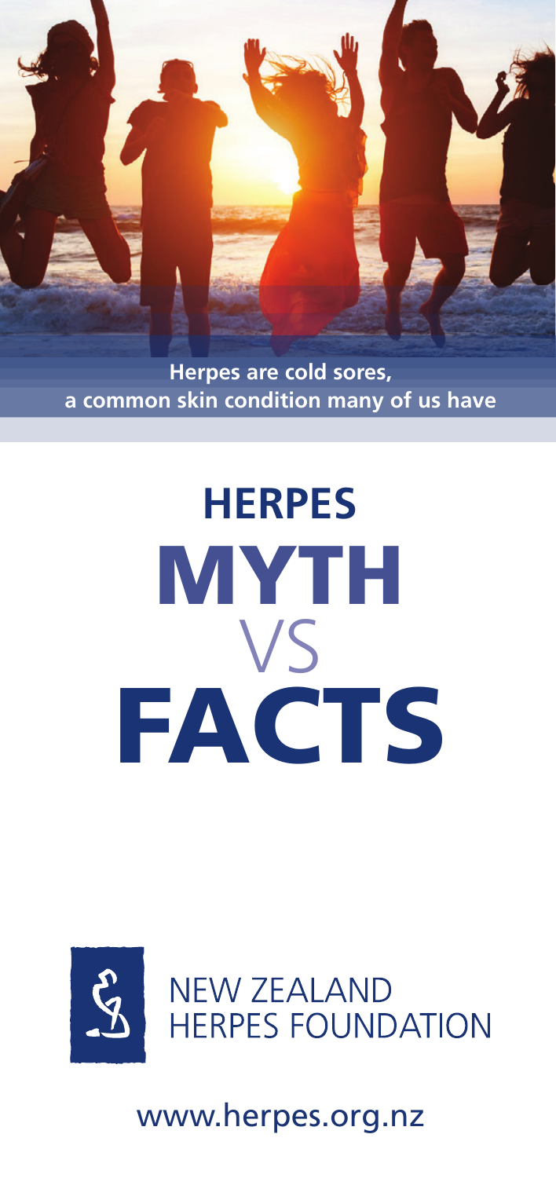**Herpes are cold sores, a common skin condition many of us have**

# HERPES MYTH VS FACTS

NEW ZEALAND HERPES FOUNDATION

www.herpes.org.nz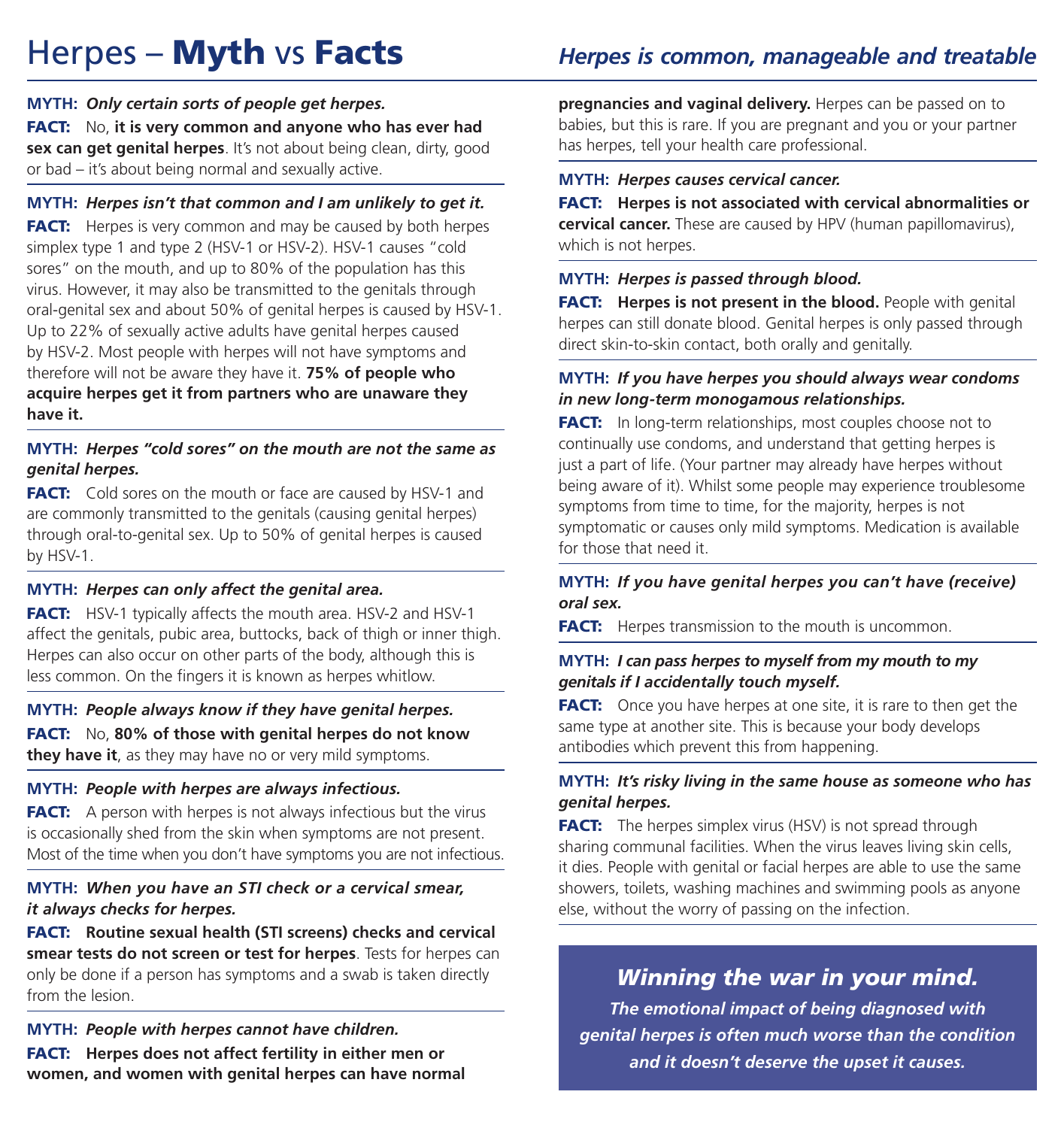# Herpes – **Myth** vs **Facts**

***Herpes is common, manageable and treatable***

**MYTH:** ***Only certain sorts of people get herpes.***

**FACT:** No, **it is very common and anyone who has ever had sex can get genital herpes**. It's not about being clean, dirty, good or bad – it's about being normal and sexually active.

**MYTH:** ***Herpes isn't that common and I am unlikely to get it.***

**FACT:** Herpes is very common and may be caused by both herpes simplex type 1 and type 2 (HSV-1 or HSV-2). HSV-1 causes "cold sores" on the mouth, and up to 80% of the population has this virus. However, it may also be transmitted to the genitals through oral-genital sex and about 50% of genital herpes is caused by HSV-1. Up to 22% of sexually active adults have genital herpes caused by HSV-2. Most people with herpes will not have symptoms and therefore will not be aware they have it. **75% of people who acquire herpes get it from partners who are unaware they have it.**

**MYTH:** ***Herpes "cold sores" on the mouth are not the same as genital herpes.***

**FACT:** Cold sores on the mouth or face are caused by HSV-1 and are commonly transmitted to the genitals (causing genital herpes) through oral-to-genital sex. Up to 50% of genital herpes is caused by HSV-1.

**MYTH:** ***Herpes can only affect the genital area.***

**FACT:** HSV-1 typically affects the mouth area. HSV-2 and HSV-1 affect the genitals, pubic area, buttocks, back of thigh or inner thigh. Herpes can also occur on other parts of the body, although this is less common. On the fingers it is known as herpes whitlow.

**MYTH:** ***People always know if they have genital herpes.***

**FACT:** No, **80% of those with genital herpes do not know they have it**, as they may have no or very mild symptoms.

**MYTH:** ***People with herpes are always infectious.***

**FACT:** A person with herpes is not always infectious but the virus is occasionally shed from the skin when symptoms are not present. Most of the time when you don't have symptoms you are not infectious.

**MYTH:** ***When you have an STI check or a cervical smear, it always checks for herpes.***

**FACT:** **Routine sexual health (STI screens) checks and cervical smear tests do not screen or test for herpes**. Tests for herpes can only be done if a person has symptoms and a swab is taken directly from the lesion.

**MYTH:** ***People with herpes cannot have children.***

**FACT:** **Herpes does not affect fertility in either men or women, and women with genital herpes can have normal pregnancies and vaginal delivery.** Herpes can be passed on to babies, but this is rare. If you are pregnant and you or your partner has herpes, tell your health care professional.

**MYTH:** ***Herpes causes cervical cancer.***

**FACT:** **Herpes is not associated with cervical abnormalities or cervical cancer.** These are caused by HPV (human papillomavirus), which is not herpes.

**MYTH:** ***Herpes is passed through blood.***

**FACT:** **Herpes is not present in the blood.** People with genital herpes can still donate blood. Genital herpes is only passed through direct skin-to-skin contact, both orally and genitally.

**MYTH:** ***If you have herpes you should always wear condoms in new long-term monogamous relationships.***

**FACT:** In long-term relationships, most couples choose not to continually use condoms, and understand that getting herpes is just a part of life. (Your partner may already have herpes without being aware of it). Whilst some people may experience troublesome symptoms from time to time, for the majority, herpes is not symptomatic or causes only mild symptoms. Medication is available for those that need it.

**MYTH:** ***If you have genital herpes you can't have (receive) oral sex.***

**FACT:** Herpes transmission to the mouth is uncommon.

**MYTH:** ***I can pass herpes to myself from my mouth to my genitals if I accidentally touch myself.***

**FACT:** Once you have herpes at one site, it is rare to then get the same type at another site. This is because your body develops antibodies which prevent this from happening.

**MYTH:** ***It's risky living in the same house as someone who has genital herpes.***

**FACT:** The herpes simplex virus (HSV) is not spread through sharing communal facilities. When the virus leaves living skin cells, it dies. People with genital or facial herpes are able to use the same showers, toilets, washing machines and swimming pools as anyone else, without the worry of passing on the infection.

***Winning the war in your mind.***

***The emotional impact of being diagnosed with genital herpes is often much worse than the condition and it doesn't deserve the upset it causes.***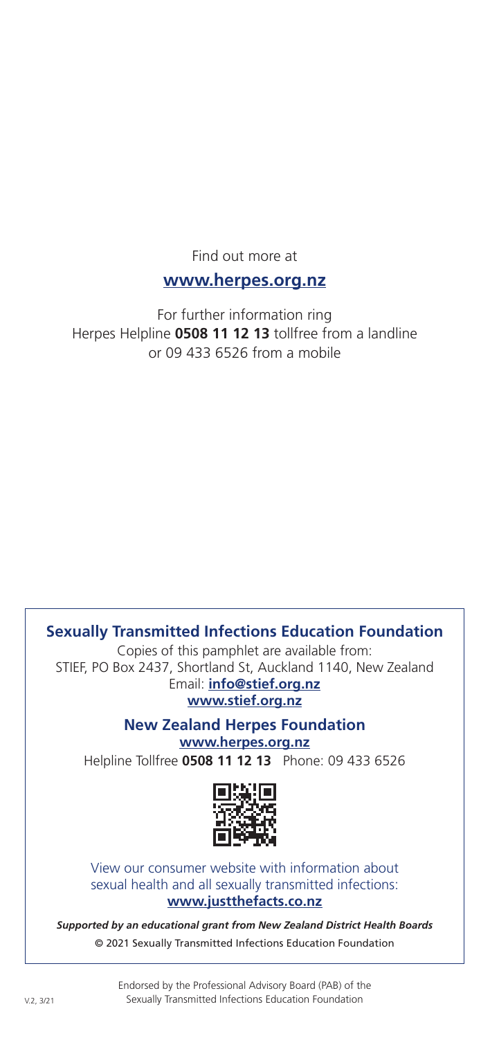Find out more at

**www.herpes.org.nz**

For further information ring
Herpes Helpline **0508 11 12 13** tollfree from a landline
or 09 433 6526 from a mobile

## Sexually Transmitted Infections Education Foundation

Copies of this pamphlet are available from:
STIEF, PO Box 2437, Shortland St, Auckland 1140, New Zealand
Email: **info@stief.org.nz**
**www.stief.org.nz**

## New Zealand Herpes Foundation

**www.herpes.org.nz**

Helpline Tollfree **0508 11 12 13** Phone: 09 433 6526

View our consumer website with information about
sexual health and all sexually transmitted infections:
**www.justthefacts.co.nz**

***Supported by an educational grant from New Zealand District Health Boards***

© 2021 Sexually Transmitted Infections Education Foundation

V.2, 3/21

Endorsed by the Professional Advisory Board (PAB) of the
Sexually Transmitted Infections Education Foundation